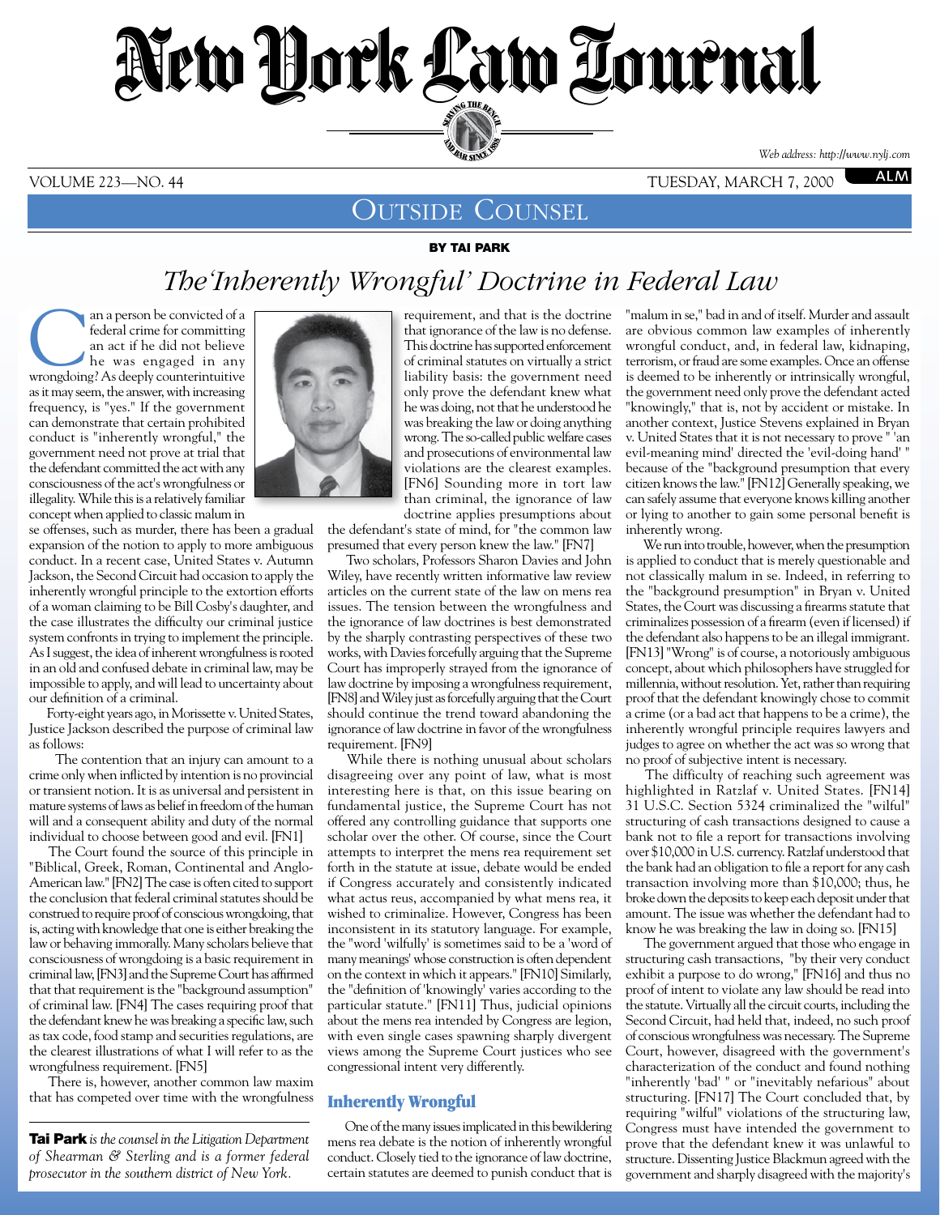# New York Law Journal

## Outside Counsel

**BY TAI PARK**

# The 'Inherently Wrongful' Doctrine in Federal Law

Can a person be convicted of a federal crime for committing an act if he did not believe he was engaged in any wrongdoing? As deeply counterintuitive as it may seem, the answer, with increasing frequency, is "yes." If the government can demonstrate that certain prohibited conduct is "inherently wrongful," the government need not prove at trial that the defendant committed the act with any consciousness of the act's wrongfulness or illegality. While this is a relatively familiar concept when applied to classic malum in se offenses, such as murder, there has been a gradual expansion of the notion to apply to more ambiguous conduct. In a recent case, United States v. Autumn Jackson, the Second Circuit had occasion to apply the inherently wrongful principle to the extortion efforts of a woman claiming to be Bill Cosby's daughter, and the case illustrates the difficulty our criminal justice system confronts in trying to implement the principle. As I suggest, the idea of inherent wrongfulness is rooted in an old and confused debate in criminal law, may be impossible to apply, and will lead to uncertainty about our definition of a criminal.

Forty-eight years ago, in Morissette v. United States, Justice Jackson described the purpose of criminal law as follows:

> The contention that an injury can amount to a crime only when inflicted by intention is no provincial or transient notion. It is as universal and persistent in mature systems of laws as belief in freedom of the human will and a consequent ability and duty of the normal individual to choose between good and evil. [FN1]

The Court found the source of this principle in "Biblical, Greek, Roman, Continental and Anglo-American law." [FN2] The case is often cited to support the conclusion that federal criminal statutes should be construed to require proof of conscious wrongdoing, that is, acting with knowledge that one is either breaking the law or behaving immorally. Many scholars believe that consciousness of wrongdoing is a basic requirement in criminal law, [FN3] and the Supreme Court has affirmed that that requirement is the "background assumption" of criminal law. [FN4] The cases requiring proof that the defendant knew he was breaking a specific law, such as tax code, food stamp and securities regulations, are the clearest illustrations of what I will refer to as the wrongfulness requirement. [FN5]

There is, however, another common law maxim that has competed over time with the wrongfulness requirement, and that is the doctrine that ignorance of the law is no defense. This doctrine has supported enforcement of criminal statutes on virtually a strict liability basis: the government need only prove the defendant knew what he was doing, not that he understood he was breaking the law or doing anything wrong. The so-called public welfare cases and prosecutions of environmental law violations are the clearest examples. [FN6] Sounding more in tort law than criminal, the ignorance of law doctrine applies presumptions about the defendant's state of mind, for "the common law presumed that every person knew the law." [FN7]

Two scholars, Professors Sharon Davies and John Wiley, have recently written informative law review articles on the current state of the law on mens rea issues. The tension between the wrongfulness and the ignorance of law doctrines is best demonstrated by the sharply contrasting perspectives of these two works, with Davies forcefully arguing that the Supreme Court has improperly strayed from the ignorance of law doctrine by imposing a wrongfulness requirement, [FN8] and Wiley just as forcefully arguing that the Court should continue the trend toward abandoning the ignorance of law doctrine in favor of the wrongfulness requirement. [FN9]

While there is nothing unusual about scholars disagreeing over any point of law, what is most interesting here is that, on this issue bearing on fundamental justice, the Supreme Court has not offered any controlling guidance that supports one scholar over the other. Of course, since the Court attempts to interpret the mens rea requirement set forth in the statute at issue, debate would be ended if Congress accurately and consistently indicated what actus reus, accompanied by what mens rea, it wished to criminalize. However, Congress has been inconsistent in its statutory language. For example, the "word 'wilfully' is sometimes said to be a 'word of many meanings' whose construction is often dependent on the context in which it appears." [FN10] Similarly, the "definition of 'knowingly' varies according to the particular statute." [FN11] Thus, judicial opinions about the mens rea intended by Congress are legion, with even single cases spawning sharply divergent views among the Supreme Court justices who see congressional intent very differently.

### Inherently Wrongful

One of the many issues implicated in this bewildering mens rea debate is the notion of inherently wrongful conduct. Closely tied to the ignorance of law doctrine, certain statutes are deemed to punish conduct that is "malum in se," bad in and of itself. Murder and assault are obvious common law examples of inherently wrongful conduct, and, in federal law, kidnaping, terrorism, or fraud are some examples. Once an offense is deemed to be inherently or intrinsically wrongful, the government need only prove the defendant acted "knowingly," that is, not by accident or mistake. In another context, Justice Stevens explained in Bryan v. United States that it is not necessary to prove " 'an evil-meaning mind' directed the 'evil-doing hand' " because of the "background presumption that every citizen knows the law." [FN12] Generally speaking, we can safely assume that everyone knows killing another or lying to another to gain some personal benefit is inherently wrong.

We run into trouble, however, when the presumption is applied to conduct that is merely questionable and not classically malum in se. Indeed, in referring to the "background presumption" in Bryan v. United States, the Court was discussing a firearms statute that criminalizes possession of a firearm (even if licensed) if the defendant also happens to be an illegal immigrant. [FN13] "Wrong" is of course, a notoriously ambiguous concept, about which philosophers have struggled for millennia, without resolution. Yet, rather than requiring proof that the defendant knowingly chose to commit a crime (or a bad act that happens to be a crime), the inherently wrongful principle requires lawyers and judges to agree on whether the act was so wrong that no proof of subjective intent is necessary.

The difficulty of reaching such agreement was highlighted in Ratzlaf v. United States. [FN14] 31 U.S.C. Section 5324 criminalized the "wilful" structuring of cash transactions designed to cause a bank not to file a report for transactions involving over $10,000 in U.S. currency. Ratzlaf understood that the bank had an obligation to file a report for any cash transaction involving more than $10,000; thus, he broke down the deposits to keep each deposit under that amount. The issue was whether the defendant had to know he was breaking the law in doing so. [FN15]

The government argued that those who engage in structuring cash transactions, "by their very conduct exhibit a purpose to do wrong," [FN16] and thus no proof of intent to violate any law should be read into the statute. Virtually all the circuit courts, including the Second Circuit, had held that, indeed, no such proof of conscious wrongfulness was necessary. The Supreme Court, however, disagreed with the government's characterization of the conduct and found nothing "inherently 'bad' " or "inevitably nefarious" about structuring. [FN17] The Court concluded that, by requiring "wilful" violations of the structuring law, Congress must have intended the government to prove that the defendant knew it was unlawful to structure. Dissenting Justice Blackmun agreed with the government and sharply disagreed with the majority's

---

**Tai Park** *is the counsel in the Litigation Department of Shearman & Sterling and is a former federal prosecutor in the southern district of New York.*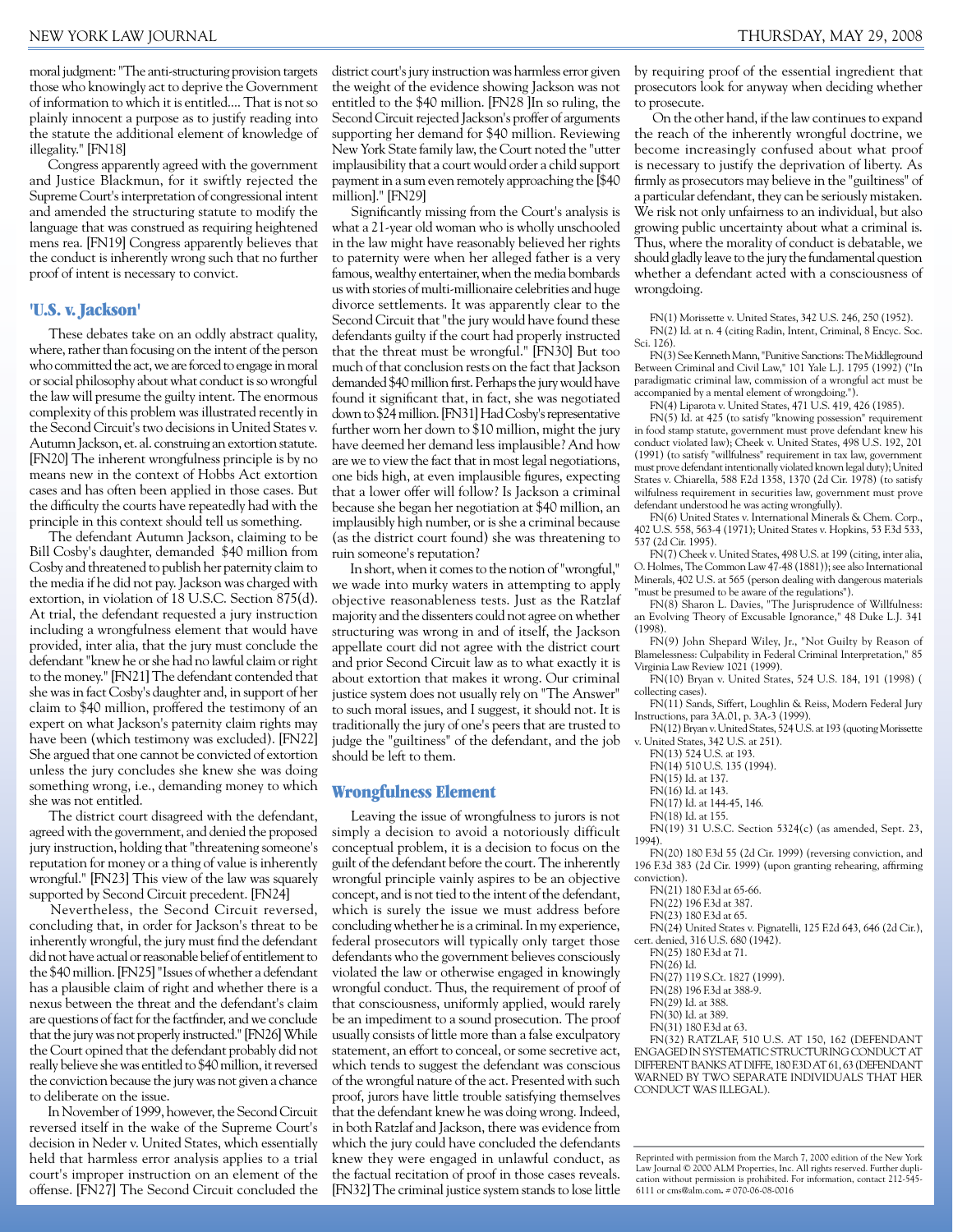moral judgment: "The anti-structuring provision targets those who knowingly act to deprive the Government of information to which it is entitled.... That is not so plainly innocent a purpose as to justify reading into the statute the additional element of knowledge of illegality." [FN18]

Congress apparently agreed with the government and Justice Blackmun, for it swiftly rejected the Supreme Court's interpretation of congressional intent and amended the structuring statute to modify the language that was construed as requiring heightened mens rea. [FN19] Congress apparently believes that the conduct is inherently wrong such that no further proof of intent is necessary to convict.

## 'U.S. v. Jackson'

These debates take on an oddly abstract quality, where, rather than focusing on the intent of the person who committed the act, we are forced to engage in moral or social philosophy about what conduct is so wrongful the law will presume the guilty intent. The enormous complexity of this problem was illustrated recently in the Second Circuit's two decisions in United States v. Autumn Jackson, et. al. construing an extortion statute. [FN20] The inherent wrongfulness principle is by no means new in the context of Hobbs Act extortion cases and has often been applied in those cases. But the difficulty the courts have repeatedly had with the principle in this context should tell us something.

The defendant Autumn Jackson, claiming to be Bill Cosby's daughter, demanded $40 million from Cosby and threatened to publish her paternity claim to the media if he did not pay. Jackson was charged with extortion, in violation of 18 U.S.C. Section 875(d). At trial, the defendant requested a jury instruction including a wrongfulness element that would have provided, inter alia, that the jury must conclude the defendant "knew he or she had no lawful claim or right to the money." [FN21] The defendant contended that she was in fact Cosby's daughter and, in support of her claim to $40 million, proffered the testimony of an expert on what Jackson's paternity claim rights may have been (which testimony was excluded). [FN22] She argued that one cannot be convicted of extortion unless the jury concludes she knew she was doing something wrong, i.e., demanding money to which she was not entitled.

The district court disagreed with the defendant, agreed with the government, and denied the proposed jury instruction, holding that "threatening someone's reputation for money or a thing of value is inherently wrongful." [FN23] This view of the law was squarely supported by Second Circuit precedent. [FN24]

Nevertheless, the Second Circuit reversed, concluding that, in order for Jackson's threat to be inherently wrongful, the jury must find the defendant did not have actual or reasonable belief of entitlement to the $40 million. [FN25] "Issues of whether a defendant has a plausible claim of right and whether there is a nexus between the threat and the defendant's claim are questions of fact for the factfinder, and we conclude that the jury was not properly instructed." [FN26] While the Court opined that the defendant probably did not really believe she was entitled to $40 million, it reversed the conviction because the jury was not given a chance to deliberate on the issue.

In November of 1999, however, the Second Circuit reversed itself in the wake of the Supreme Court's decision in Neder v. United States, which essentially held that harmless error analysis applies to a trial court's improper instruction on an element of the offense. [FN27] The Second Circuit concluded the district court's jury instruction was harmless error given the weight of the evidence showing Jackson was not entitled to the $40 million. [FN28 ]In so ruling, the Second Circuit rejected Jackson's proffer of arguments supporting her demand for $40 million. Reviewing New York State family law, the Court noted the "utter implausibility that a court would order a child support payment in a sum even remotely approaching the [$40 million]." [FN29]

Significantly missing from the Court's analysis is what a 21-year old woman who is wholly unschooled in the law might have reasonably believed her rights to paternity were when her alleged father is a very famous, wealthy entertainer, when the media bombards us with stories of multi-millionaire celebrities and huge divorce settlements. It was apparently clear to the Second Circuit that "the jury would have found these defendants guilty if the court had properly instructed that the threat must be wrongful." [FN30] But too much of that conclusion rests on the fact that Jackson demanded $40 million first. Perhaps the jury would have found it significant that, in fact, she was negotiated down to $24 million. [FN31] Had Cosby's representative further worn her down to $10 million, might the jury have deemed her demand less implausible? And how are we to view the fact that in most legal negotiations, one bids high, at even implausible figures, expecting that a lower offer will follow? Is Jackson a criminal because she began her negotiation at $40 million, an implausibly high number, or is she a criminal because (as the district court found) she was threatening to ruin someone's reputation?

In short, when it comes to the notion of "wrongful," we wade into murky waters in attempting to apply objective reasonableness tests. Just as the Ratzlaf majority and the dissenters could not agree on whether structuring was wrong in and of itself, the Jackson appellate court did not agree with the district court and prior Second Circuit law as to what exactly it is about extortion that makes it wrong. Our criminal justice system does not usually rely on "The Answer" to such moral issues, and I suggest, it should not. It is traditionally the jury of one's peers that are trusted to judge the "guiltiness" of the defendant, and the job should be left to them.

## Wrongfulness Element

Leaving the issue of wrongfulness to jurors is not simply a decision to avoid a notoriously difficult conceptual problem, it is a decision to focus on the guilt of the defendant before the court. The inherently wrongful principle vainly aspires to be an objective concept, and is not tied to the intent of the defendant, which is surely the issue we must address before concluding whether he is a criminal. In my experience, federal prosecutors will typically only target those defendants who the government believes consciously violated the law or otherwise engaged in knowingly wrongful conduct. Thus, the requirement of proof of that consciousness, uniformly applied, would rarely be an impediment to a sound prosecution. The proof usually consists of little more than a false exculpatory statement, an effort to conceal, or some secretive act, which tends to suggest the defendant was conscious of the wrongful nature of the act. Presented with such proof, jurors have little trouble satisfying themselves that the defendant knew he was doing wrong. Indeed, in both Ratzlaf and Jackson, there was evidence from which the jury could have concluded the defendants knew they were engaged in unlawful conduct, as the factual recitation of proof in those cases reveals. [FN32] The criminal justice system stands to lose little by requiring proof of the essential ingredient that prosecutors look for anyway when deciding whether to prosecute.

On the other hand, if the law continues to expand the reach of the inherently wrongful doctrine, we become increasingly confused about what proof is necessary to justify the deprivation of liberty. As firmly as prosecutors may believe in the "guiltiness" of a particular defendant, they can be seriously mistaken. We risk not only unfairness to an individual, but also growing public uncertainty about what a criminal is. Thus, where the morality of conduct is debatable, we should gladly leave to the jury the fundamental question whether a defendant acted with a consciousness of wrongdoing.

FN(1) Morissette v. United States, 342 U.S. 246, 250 (1952).

FN(2) Id. at n. 4 (citing Radin, Intent, Criminal, 8 Encyc. Soc. Sci. 126).

FN(3) See Kenneth Mann, "Punitive Sanctions: The Middleground Between Criminal and Civil Law," 101 Yale L.J. 1795 (1992) ("In paradigmatic criminal law, commission of a wrongful act must be accompanied by a mental element of wrongdoing.").

FN(4) Liparota v. United States, 471 U.S. 419, 426 (1985).

FN(5) Id. at 425 (to satisfy "knowing possession" requirement in food stamp statute, government must prove defendant knew his conduct violated law); Cheek v. United States, 498 U.S. 192, 201 (1991) (to satisfy "willfulness" requirement in tax law, government must prove defendant intentionally violated known legal duty); United States v. Chiarella, 588 F.2d 1358, 1370 (2d Cir. 1978) (to satisfy wilfulness requirement in securities law, government must prove defendant understood he was acting wrongfully).

FN(6) United States v. International Minerals & Chem. Corp., 402 U.S. 558, 563-4 (1971); United States v. Hopkins, 53 F.3d 533, 537 (2d Cir. 1995).

FN(7) Cheek v. United States, 498 U.S. at 199 (citing, inter alia, O. Holmes, The Common Law 47-48 (1881)); see also International Minerals, 402 U.S. at 565 (person dealing with dangerous materials "must be presumed to be aware of the regulations").

FN(8) Sharon L. Davies, "The Jurisprudence of Willfulness: an Evolving Theory of Excusable Ignorance," 48 Duke L.J. 341 (1998).

FN(9) John Shepard Wiley, Jr., "Not Guilty by Reason of Blamelessness: Culpability in Federal Criminal Interpretation," 85 Virginia Law Review 1021 (1999).

FN(10) Bryan v. United States, 524 U.S. 184, 191 (1998) ( collecting cases).

FN(11) Sands, Siffert, Loughlin & Reiss, Modern Federal Jury Instructions, para 3A.01, p. 3A-3 (1999).

FN(12) Bryan v. United States, 524 U.S. at 193 (quoting Morissette v. United States, 342 U.S. at 251).

FN(13) 524 U.S. at 193.

FN(14) 510 U.S. 135 (1994).

FN(15) Id. at 137.

FN(16) Id. at 143.

FN(17) Id. at 144-45, 146.

FN(18) Id. at 155.

FN(19) 31 U.S.C. Section 5324(c) (as amended, Sept. 23, 1994).

FN(20) 180 F.3d 55 (2d Cir. 1999) (reversing conviction, and 196 F.3d 383 (2d Cir. 1999) (upon granting rehearing, affirming conviction).

FN(21) 180 F.3d at 65-66.

FN(22) 196 F.3d at 387.

FN(23) 180 F.3d at 65.

FN(24) United States v. Pignatelli, 125 F.2d 643, 646 (2d Cir.), cert. denied, 316 U.S. 680 (1942).

FN(25) 180 F.3d at 71.

FN(26) Id.

FN(27) 119 S.Ct. 1827 (1999).

FN(28) 196 F.3d at 388-9.

FN(29) Id. at 388.

FN(30) Id. at 389.

FN(31) 180 F.3d at 63.

FN(32) RATZLAF, 510 U.S. AT 150, 162 (DEFENDANT ENGAGED IN SYSTEMATIC STRUCTURING CONDUCT AT DIFFERENT BANKS AT DIFFE, 180 F.3D AT 61, 63 (DEFENDANT WARNED BY TWO SEPARATE INDIVIDUALS THAT HER CONDUCT WAS ILLEGAL).

Reprinted with permission from the March 7, 2000 edition of the New York Law Journal © 2000 ALM Properties, Inc. All rights reserved. Further duplication without permission is prohibited. For information, contact 212-545-6111 or cms@alm.com. # 070-06-08-0016